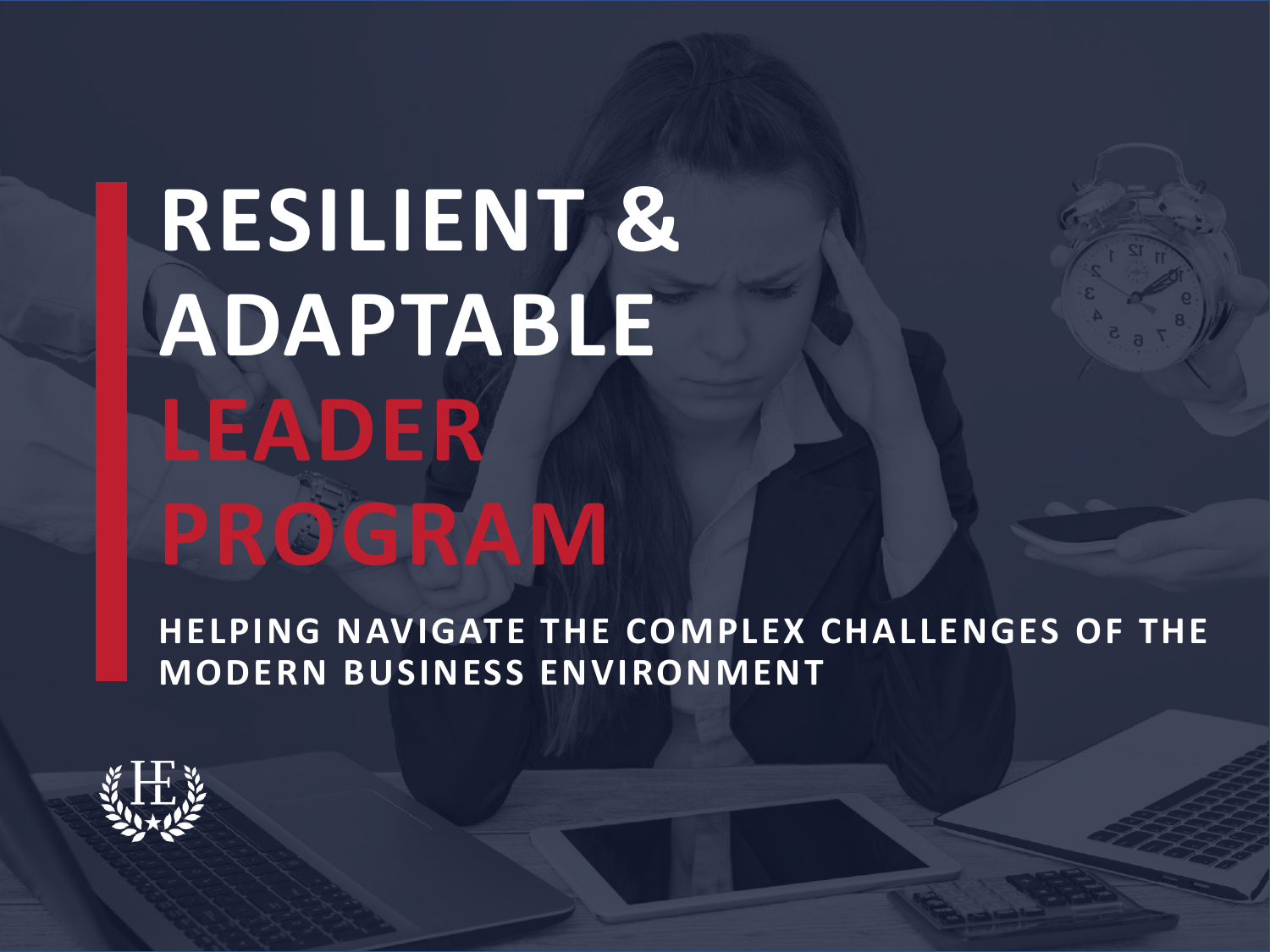# RESILIENT & ADAPTABLE LEADER PROGRAM

**HELPING NAVIGATE THE COMPLEX CHALLENGES OF THE MODERN BUSINESS ENVIRONMENT**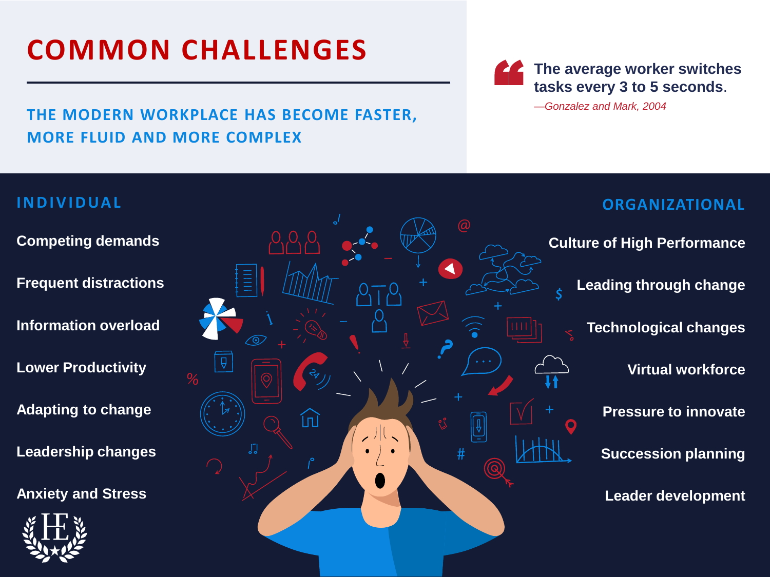# COMMON CHALLENGES

## THE MODERN WORKPLACE HAS BECOME FASTER, MORE FLUID AND MORE COMPLEX

> **The average worker switches tasks every 3 to 5 seconds.**
>
> *—Gonzalez and Mark, 2004*

### INDIVIDUAL

- Competing demands
- Frequent distractions
- Information overload
- Lower Productivity
- Adapting to change
- Leadership changes
- Anxiety and Stress

### ORGANIZATIONAL

- Culture of High Performance
- Leading through change
- Technological changes
- Virtual workforce
- Pressure to innovate
- Succession planning
- Leader development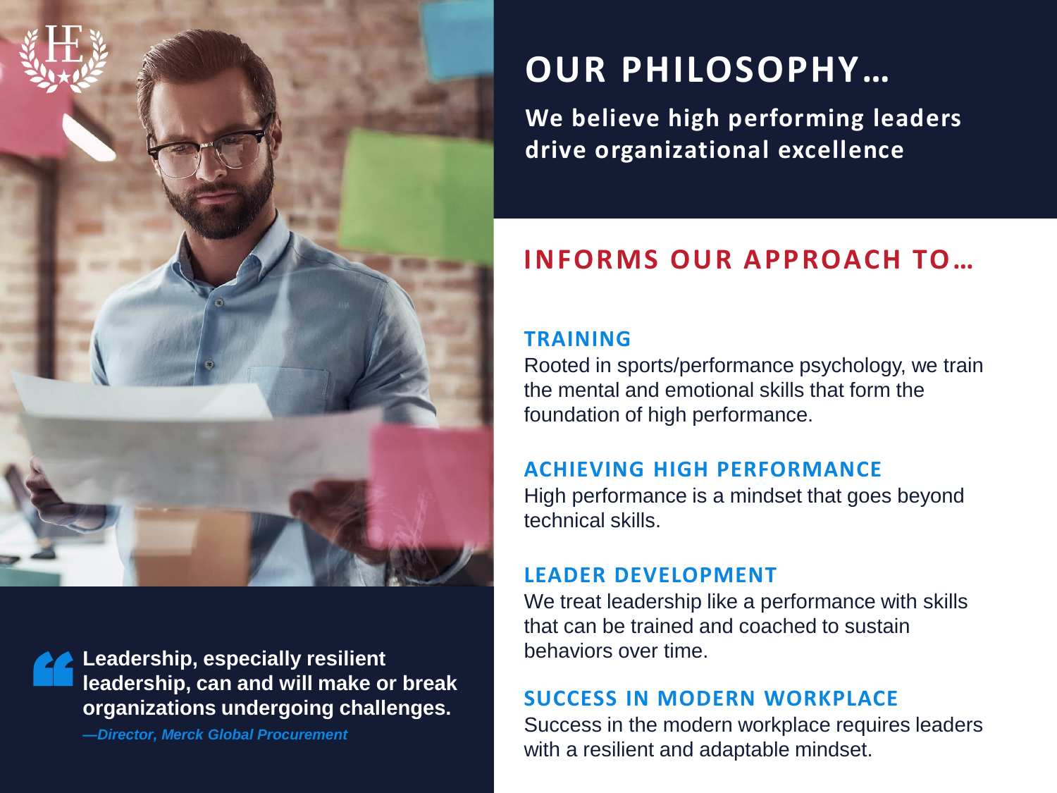# OUR PHILOSOPHY…

**We believe high performing leaders drive organizational excellence**

## INFORMS OUR APPROACH TO…

### TRAINING

Rooted in sports/performance psychology, we train the mental and emotional skills that form the foundation of high performance.

### ACHIEVING HIGH PERFORMANCE

High performance is a mindset that goes beyond technical skills.

### LEADER DEVELOPMENT

We treat leadership like a performance with skills that can be trained and coached to sustain behaviors over time.

### SUCCESS IN MODERN WORKPLACE

Success in the modern workplace requires leaders with a resilient and adaptable mindset.

> **Leadership, especially resilient leadership, can and will make or break organizations undergoing challenges.**
>
> ***—Director, Merck Global Procurement***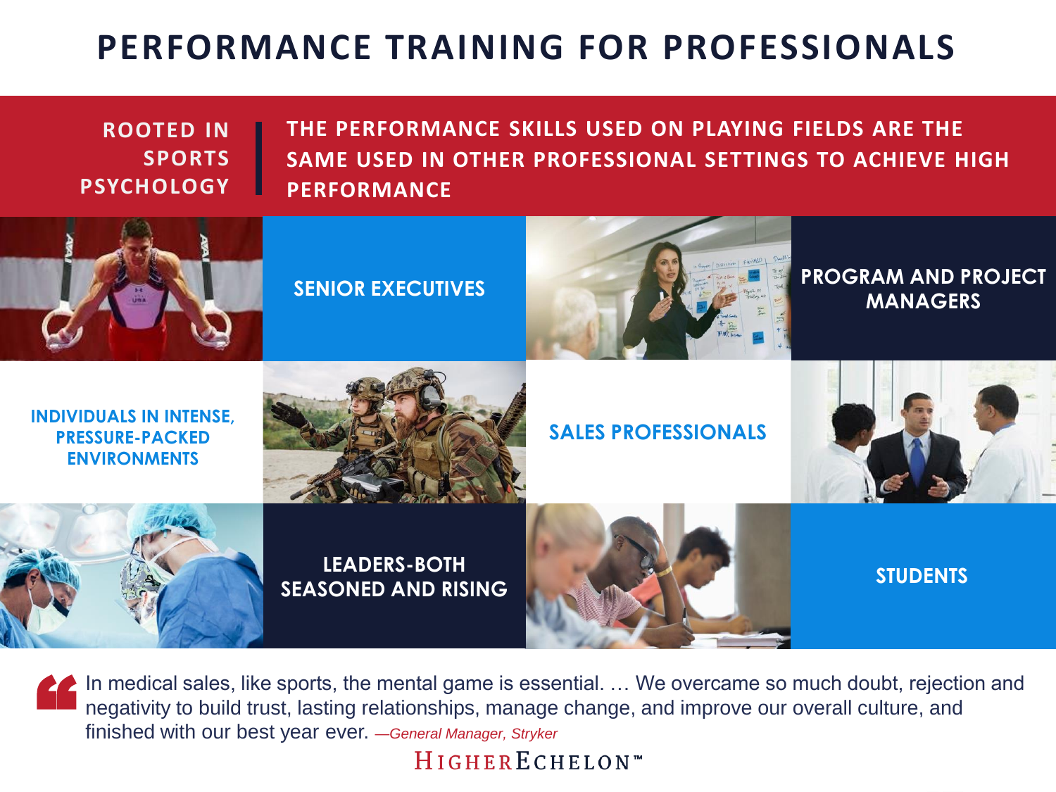# PERFORMANCE TRAINING FOR PROFESSIONALS

**ROOTED IN SPORTS PSYCHOLOGY**

**THE PERFORMANCE SKILLS USED ON PLAYING FIELDS ARE THE SAME USED IN OTHER PROFESSIONAL SETTINGS TO ACHIEVE HIGH PERFORMANCE**

- **SENIOR EXECUTIVES**
- **PROGRAM AND PROJECT MANAGERS**
- **INDIVIDUALS IN INTENSE, PRESSURE-PACKED ENVIRONMENTS**
- **SALES PROFESSIONALS**
- **LEADERS-BOTH SEASONED AND RISING**
- **STUDENTS**

> In medical sales, like sports, the mental game is essential. … We overcame so much doubt, rejection and negativity to build trust, lasting relationships, manage change, and improve our overall culture, and finished with our best year ever. *—General Manager, Stryker*

HIGHERECHELON™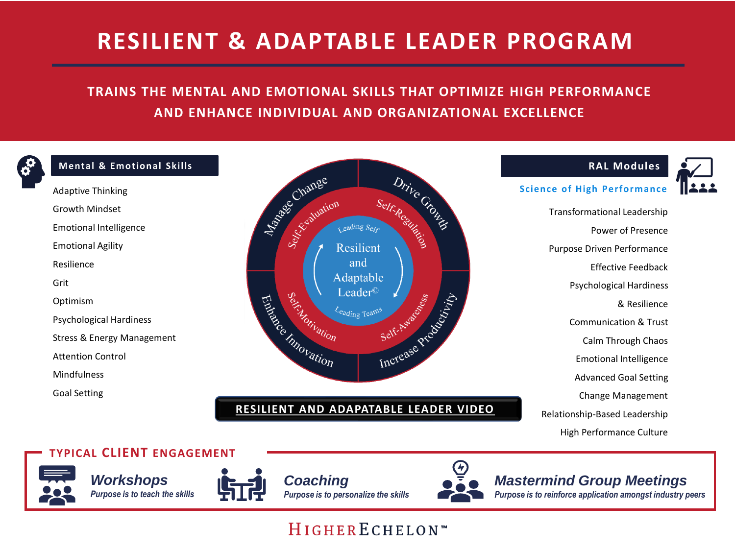# RESILIENT & ADAPTABLE LEADER PROGRAM

**TRAINS THE MENTAL AND EMOTIONAL SKILLS THAT OPTIMIZE HIGH PERFORMANCE AND ENHANCE INDIVIDUAL AND ORGANIZATIONAL EXCELLENCE**

## Mental & Emotional Skills

- Adaptive Thinking
- Growth Mindset
- Emotional Intelligence
- Emotional Agility
- Resilience
- Grit
- Optimism
- Psychological Hardiness
- Stress & Energy Management
- Attention Control
- Mindfulness
- Goal Setting

Manage Change · Drive Growth · Enhance Innovation · Increase Productivity

Self-Evaluation · Self-Regulation · Self-Motivation · Self-Awareness

Leading Self · Leading Teams

Resilient and Adaptable Leader©

**RESILIENT AND ADAPATABLE LEADER VIDEO**

## RAL Modules

**Science of High Performance**

- Transformational Leadership
- Power of Presence
- Purpose Driven Performance
- Effective Feedback
- Psychological Hardiness & Resilience
- Communication & Trust
- Calm Through Chaos
- Emotional Intelligence
- Advanced Goal Setting
- Change Management
- Relationship-Based Leadership
- High Performance Culture

## TYPICAL CLIENT ENGAGEMENT

***Workshops***
*Purpose is to teach the skills*

***Coaching***
*Purpose is to personalize the skills*

***Mastermind Group Meetings***
*Purpose is to reinforce application amongst industry peers*

HIGHERECHELON™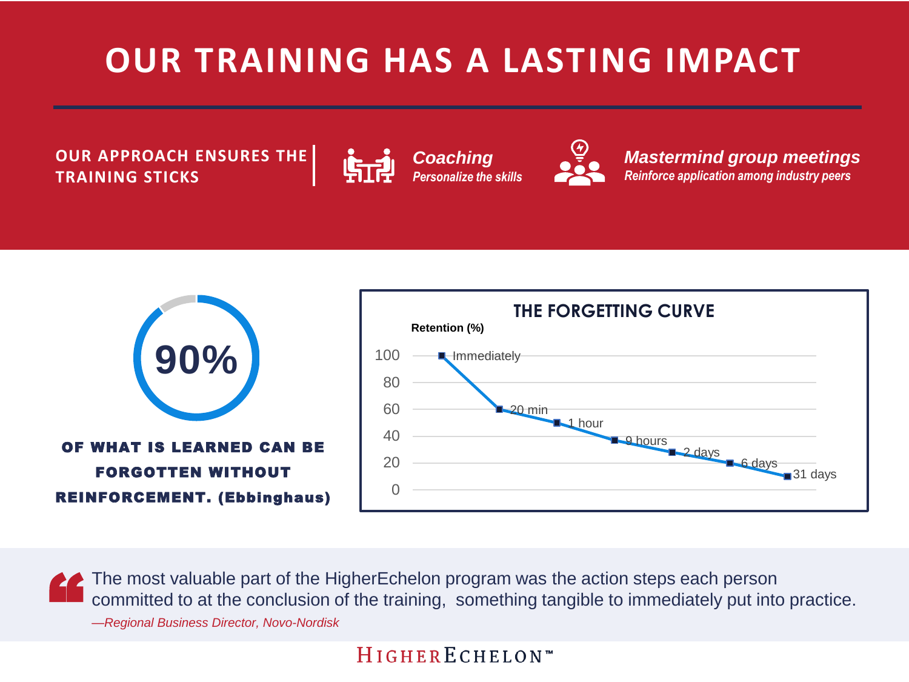# OUR TRAINING HAS A LASTING IMPACT

**OUR APPROACH ENSURES THE TRAINING STICKS**

***Coaching***
*Personalize the skills*

***Mastermind group meetings***
*Reinforce application among industry peers*

**90%**

**OF WHAT IS LEARNED CAN BE FORGOTTEN WITHOUT REINFORCEMENT. (Ebbinghaus)**

**THE FORGETTING CURVE**

| Time | Retention (%) |
|---|---|
| Immediately | 100 |
| 20 min | 60 |
| 1 hour | 50 |
| 9 hours | 37 |
| 2 days | 28 |
| 6 days | 20 |
| 31 days | 10 |

> The most valuable part of the HigherEchelon program was the action steps each person committed to at the conclusion of the training, something tangible to immediately put into practice.
>
> *—Regional Business Director, Novo-Nordisk*

HIGHERECHELON™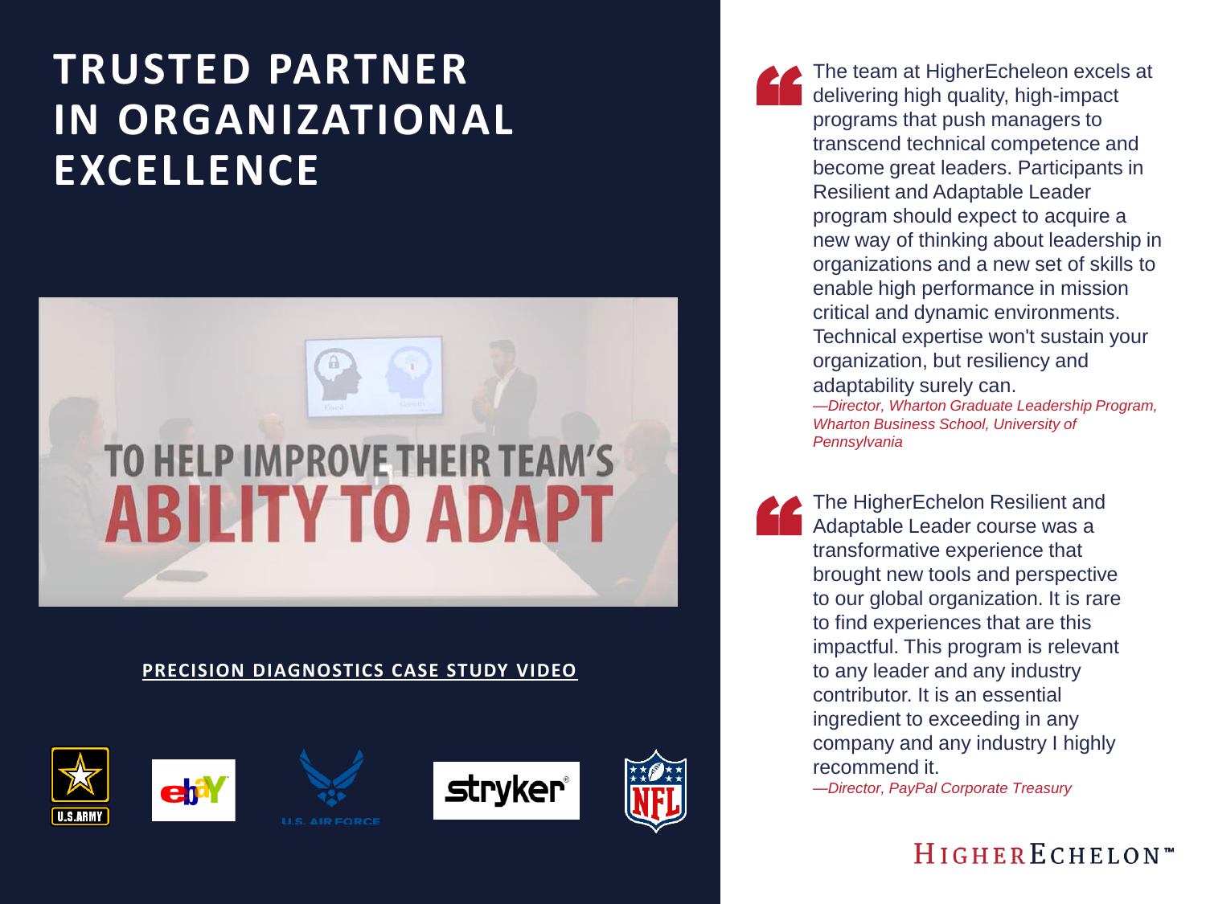# TRUSTED PARTNER IN ORGANIZATIONAL EXCELLENCE

**PRECISION DIAGNOSTICS CASE STUDY VIDEO**

> The team at HigherEcheleon excels at delivering high quality, high-impact programs that push managers to transcend technical competence and become great leaders. Participants in Resilient and Adaptable Leader program should expect to acquire a new way of thinking about leadership in organizations and a new set of skills to enable high performance in mission critical and dynamic environments. Technical expertise won't sustain your organization, but resiliency and adaptability surely can.
>
> *—Director, Wharton Graduate Leadership Program, Wharton Business School, University of Pennsylvania*

> The HigherEchelon Resilient and Adaptable Leader course was a transformative experience that brought new tools and perspective to our global organization. It is rare to find experiences that are this impactful. This program is relevant to any leader and any industry contributor. It is an essential ingredient to exceeding in any company and any industry I highly recommend it.
>
> *—Director, PayPal Corporate Treasury*